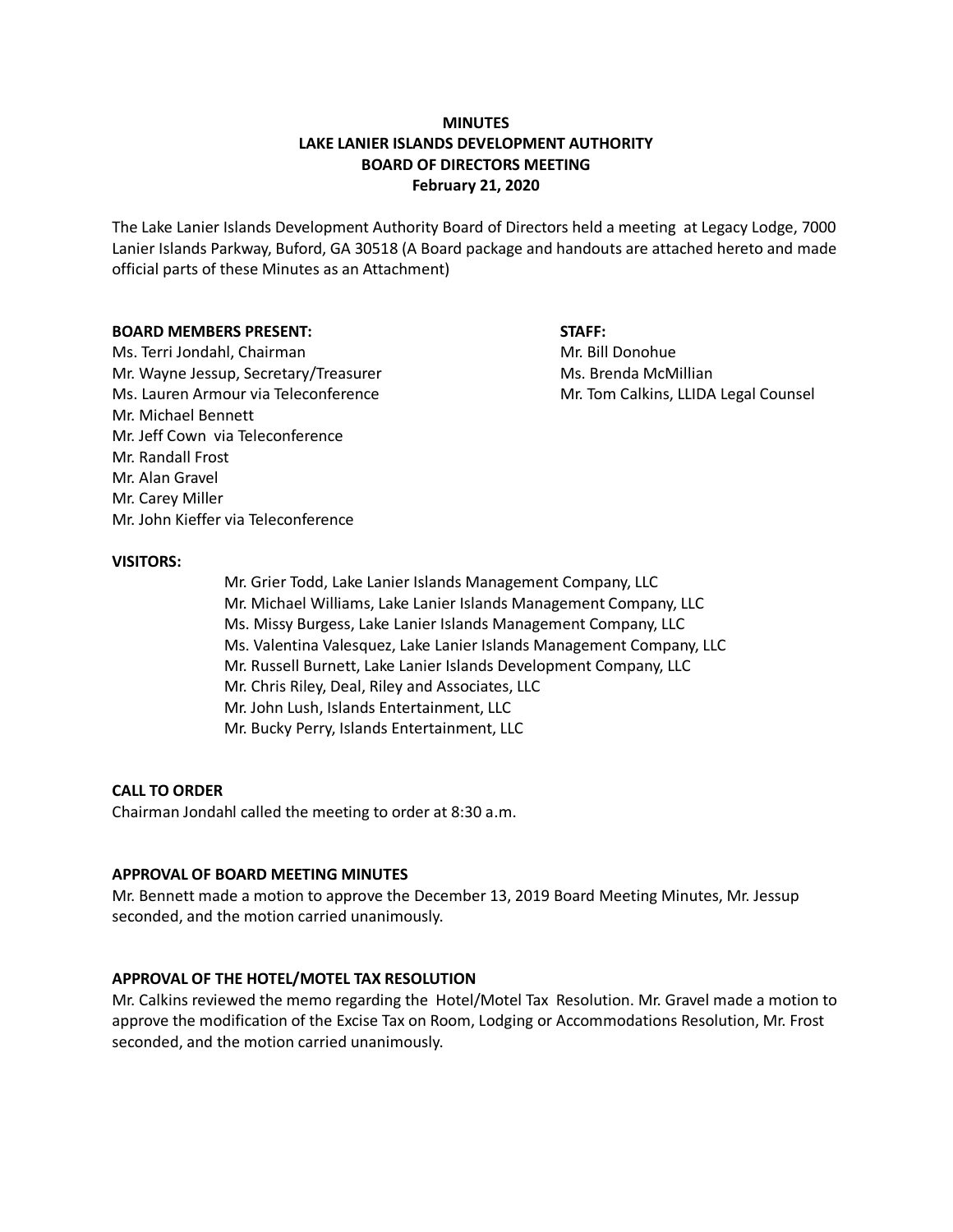# MINUTES
# LAKE LANIER ISLANDS DEVELOPMENT AUTHORITY
# BOARD OF DIRECTORS MEETING
# February 21, 2020

The Lake Lanier Islands Development Authority Board of Directors held a meeting at Legacy Lodge, 7000 Lanier Islands Parkway, Buford, GA 30518 (A Board package and handouts are attached hereto and made official parts of these Minutes as an Attachment)

**BOARD MEMBERS PRESENT:**

Ms. Terri Jondahl, Chairman
Mr. Wayne Jessup, Secretary/Treasurer
Ms. Lauren Armour via Teleconference
Mr. Michael Bennett
Mr. Jeff Cown via Teleconference
Mr. Randall Frost
Mr. Alan Gravel
Mr. Carey Miller
Mr. John Kieffer via Teleconference

**STAFF:**

Mr. Bill Donohue
Ms. Brenda McMillian
Mr. Tom Calkins, LLIDA Legal Counsel

**VISITORS:**

Mr. Grier Todd, Lake Lanier Islands Management Company, LLC
Mr. Michael Williams, Lake Lanier Islands Management Company, LLC
Ms. Missy Burgess, Lake Lanier Islands Management Company, LLC
Ms. Valentina Valesquez, Lake Lanier Islands Management Company, LLC
Mr. Russell Burnett, Lake Lanier Islands Development Company, LLC
Mr. Chris Riley, Deal, Riley and Associates, LLC
Mr. John Lush, Islands Entertainment, LLC
Mr. Bucky Perry, Islands Entertainment, LLC

**CALL TO ORDER**

Chairman Jondahl called the meeting to order at 8:30 a.m.

**APPROVAL OF BOARD MEETING MINUTES**

Mr. Bennett made a motion to approve the December 13, 2019 Board Meeting Minutes, Mr. Jessup seconded, and the motion carried unanimously.

**APPROVAL OF THE HOTEL/MOTEL TAX RESOLUTION**

Mr. Calkins reviewed the memo regarding the Hotel/Motel Tax Resolution. Mr. Gravel made a motion to approve the modification of the Excise Tax on Room, Lodging or Accommodations Resolution, Mr. Frost seconded, and the motion carried unanimously.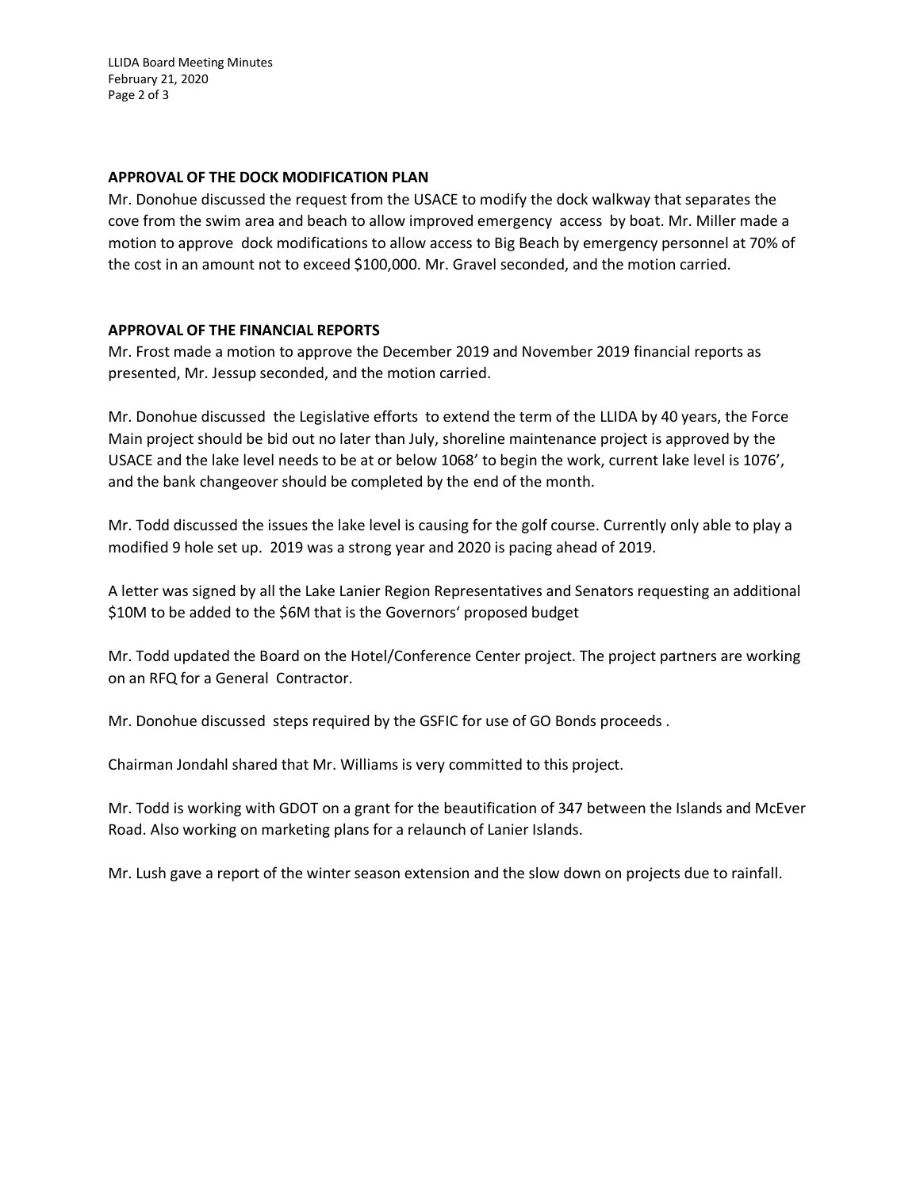**APPROVAL OF THE DOCK MODIFICATION PLAN**

Mr. Donohue discussed the request from the USACE to modify the dock walkway that separates the cove from the swim area and beach to allow improved emergency access by boat. Mr. Miller made a motion to approve dock modifications to allow access to Big Beach by emergency personnel at 70% of the cost in an amount not to exceed $100,000. Mr. Gravel seconded, and the motion carried.

**APPROVAL OF THE FINANCIAL REPORTS**

Mr. Frost made a motion to approve the December 2019 and November 2019 financial reports as presented, Mr. Jessup seconded, and the motion carried.

Mr. Donohue discussed the Legislative efforts to extend the term of the LLIDA by 40 years, the Force Main project should be bid out no later than July, shoreline maintenance project is approved by the USACE and the lake level needs to be at or below 1068' to begin the work, current lake level is 1076', and the bank changeover should be completed by the end of the month.

Mr. Todd discussed the issues the lake level is causing for the golf course. Currently only able to play a modified 9 hole set up. 2019 was a strong year and 2020 is pacing ahead of 2019.

A letter was signed by all the Lake Lanier Region Representatives and Senators requesting an additional $10M to be added to the $6M that is the Governors' proposed budget

Mr. Todd updated the Board on the Hotel/Conference Center project. The project partners are working on an RFQ for a General Contractor.

Mr. Donohue discussed steps required by the GSFIC for use of GO Bonds proceeds .

Chairman Jondahl shared that Mr. Williams is very committed to this project.

Mr. Todd is working with GDOT on a grant for the beautification of 347 between the Islands and McEver Road. Also working on marketing plans for a relaunch of Lanier Islands.

Mr. Lush gave a report of the winter season extension and the slow down on projects due to rainfall.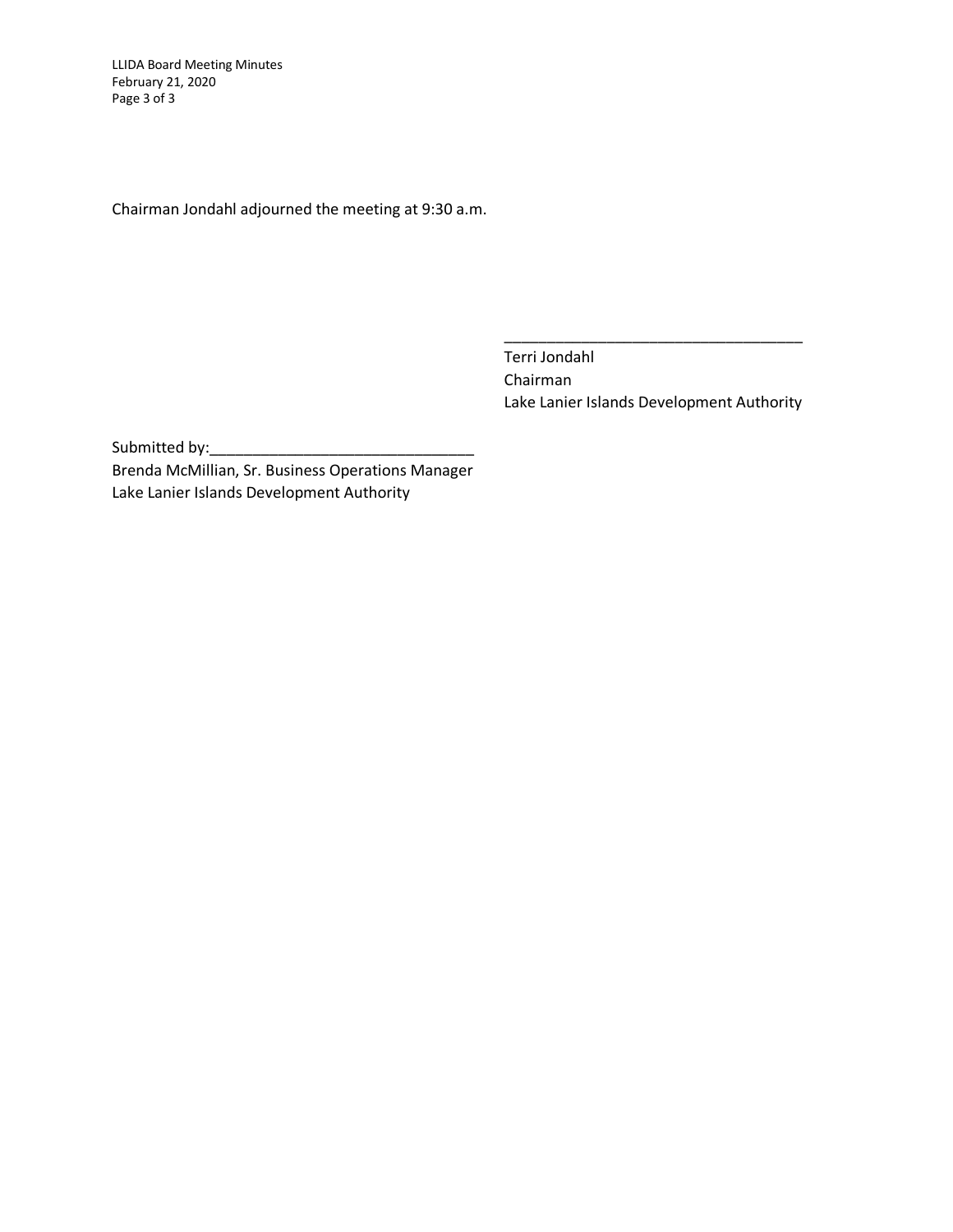Chairman Jondahl adjourned the meeting at 9:30 a.m.

\_\_\_\_\_\_\_\_\_\_\_\_\_\_\_\_\_\_\_\_\_\_\_\_\_\_\_\_\_\_\_\_\_\_\_

Terri Jondahl
Chairman
Lake Lanier Islands Development Authority

Submitted by:\_\_\_\_\_\_\_\_\_\_\_\_\_\_\_\_\_\_\_\_\_\_\_\_\_\_\_\_\_\_

Brenda McMillian, Sr. Business Operations Manager
Lake Lanier Islands Development Authority